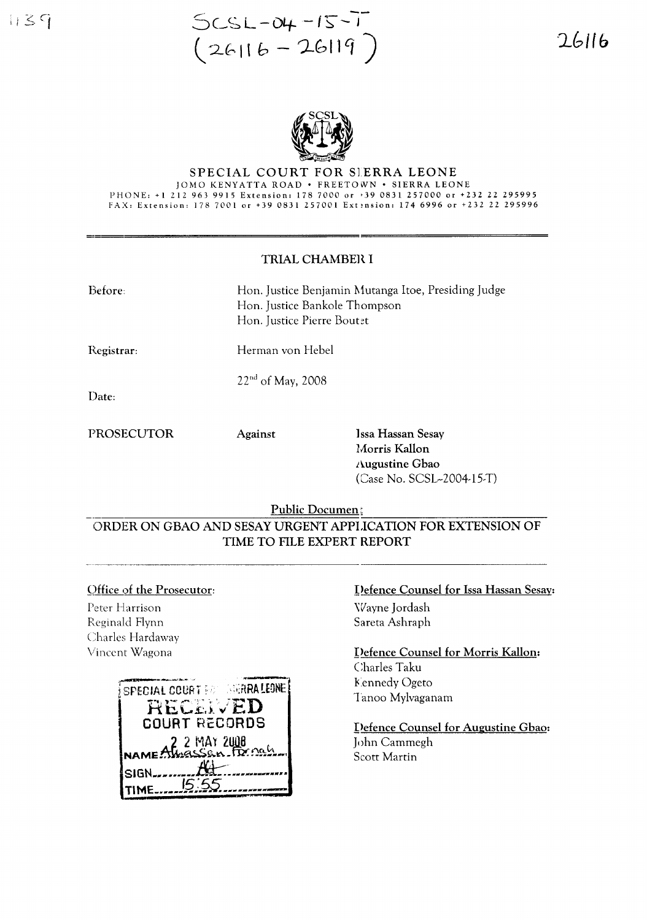SCSL-04-15-T
(26116 - 26119)

# SPECIAL COURT FOR SIERRA LEONE

JOMO KENYATTA ROAD • FREETOWN • SIERRA LEONE
PHONE: +1 212 963 9915 Extension: 178 7000 or +39 0831 257000 or +232 22 295995
FAX: Extension: 178 7001 or +39 0831 257001 Extension: 174 6996 or +232 22 295996

## TRIAL CHAMBER I

**Before:** Hon. Justice Benjamin Mutanga Itoe, Presiding Judge
Hon. Justice Bankole Thompson
Hon. Justice Pierre Boutet

**Registrar:** Herman von Hebel

**Date:** 22nd of May, 2008

**PROSECUTOR** **Against** **Issa Hassan Sesay**
**Morris Kallon**
**Augustine Gbao**
(Case No. SCSL-2004-15-T)

**Public Document**

## ORDER ON GBAO AND SESAY URGENT APPLICATION FOR EXTENSION OF TIME TO FILE EXPERT REPORT

**Office of the Prosecutor:**
Peter Harrison
Reginald Flynn
Charles Hardaway
Vincent Wagona

**Defence Counsel for Issa Hassan Sesay:**
Wayne Jordash
Sareta Ashraph

**Defence Counsel for Morris Kallon:**
Charles Taku
Kennedy Ogeto
Tanoo Mylvaganam

**Defence Counsel for Augustine Gbao:**
John Cammegh
Scott Martin

SPECIAL COURT FOR SIERRA LEONE
RECEIVED
COURT RECORDS
22 MAY 2008
NAME: Alhassan Fornah
SIGN: ...
TIME: 15:55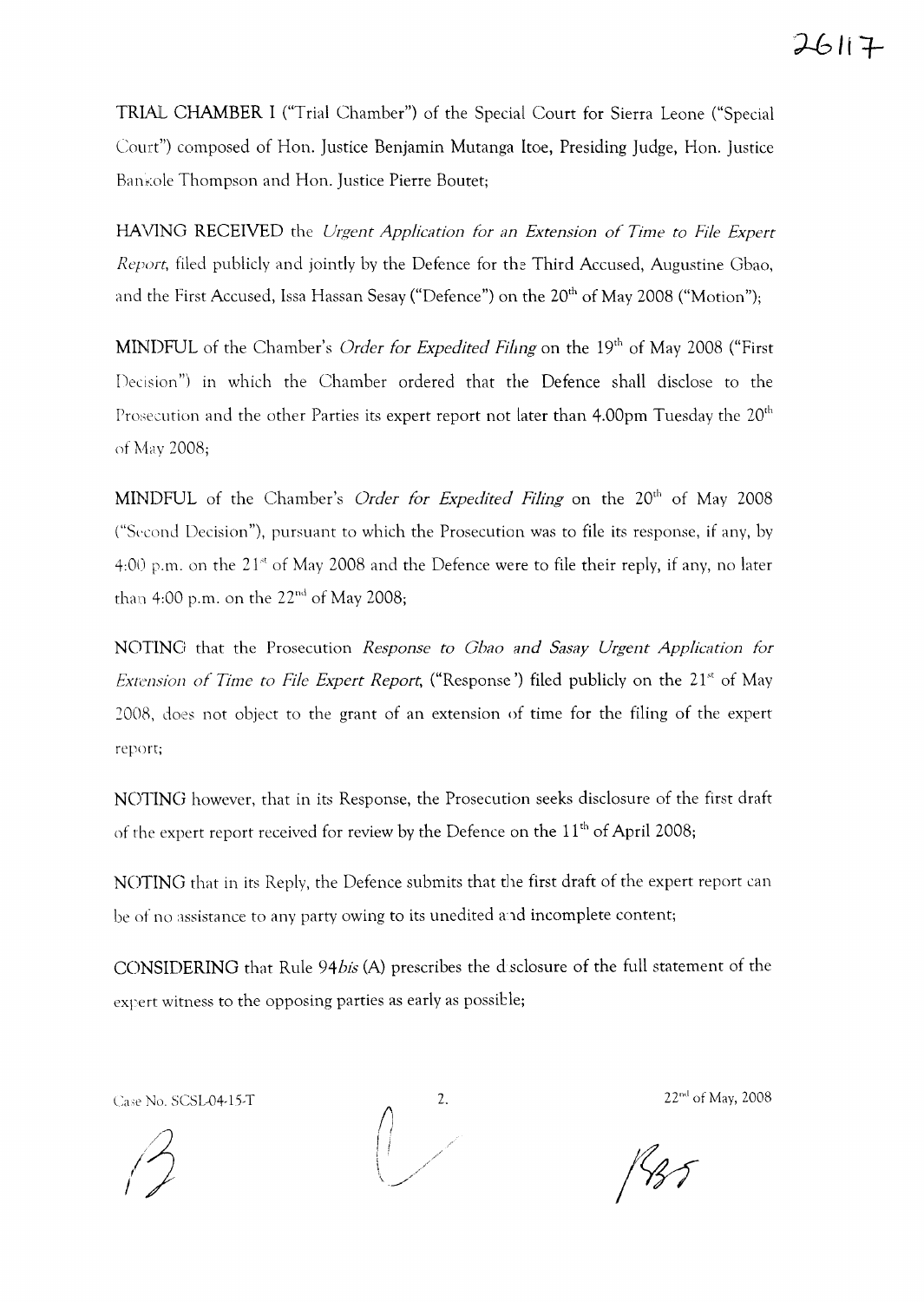TRIAL CHAMBER I ("Trial Chamber") of the Special Court for Sierra Leone ("Special Court") composed of Hon. Justice Benjamin Mutanga Itoe, Presiding Judge, Hon. Justice Bankole Thompson and Hon. Justice Pierre Boutet;

**HAVING RECEIVED** the *Urgent Application for an Extension of Time to File Expert Report*, filed publicly and jointly by the Defence for the Third Accused, Augustine Gbao, and the First Accused, Issa Hassan Sesay ("Defence") on the 20th of May 2008 ("Motion");

**MINDFUL** of the Chamber's *Order for Expedited Filing* on the 19th of May 2008 ("First Decision") in which the Chamber ordered that the Defence shall disclose to the Prosecution and the other Parties its expert report not later than 4.00pm Tuesday the 20th of May 2008;

**MINDFUL** of the Chamber's *Order for Expedited Filing* on the 20th of May 2008 ("Second Decision"), pursuant to which the Prosecution was to file its response, if any, by 4:00 p.m. on the 21st of May 2008 and the Defence were to file their reply, if any, no later than 4:00 p.m. on the 22nd of May 2008;

**NOTING** that the Prosecution *Response to Gbao and Sasay Urgent Application for Extension of Time to File Expert Report*, ("Response") filed publicly on the 21st of May 2008, does not object to the grant of an extension of time for the filing of the expert report;

**NOTING** however, that in its Response, the Prosecution seeks disclosure of the first draft of the expert report received for review by the Defence on the 11th of April 2008;

**NOTING** that in its Reply, the Defence submits that the first draft of the expert report can be of no assistance to any party owing to its unedited and incomplete content;

**CONSIDERING** that Rule 94*bis* (A) prescribes the disclosure of the full statement of the expert witness to the opposing parties as early as possible;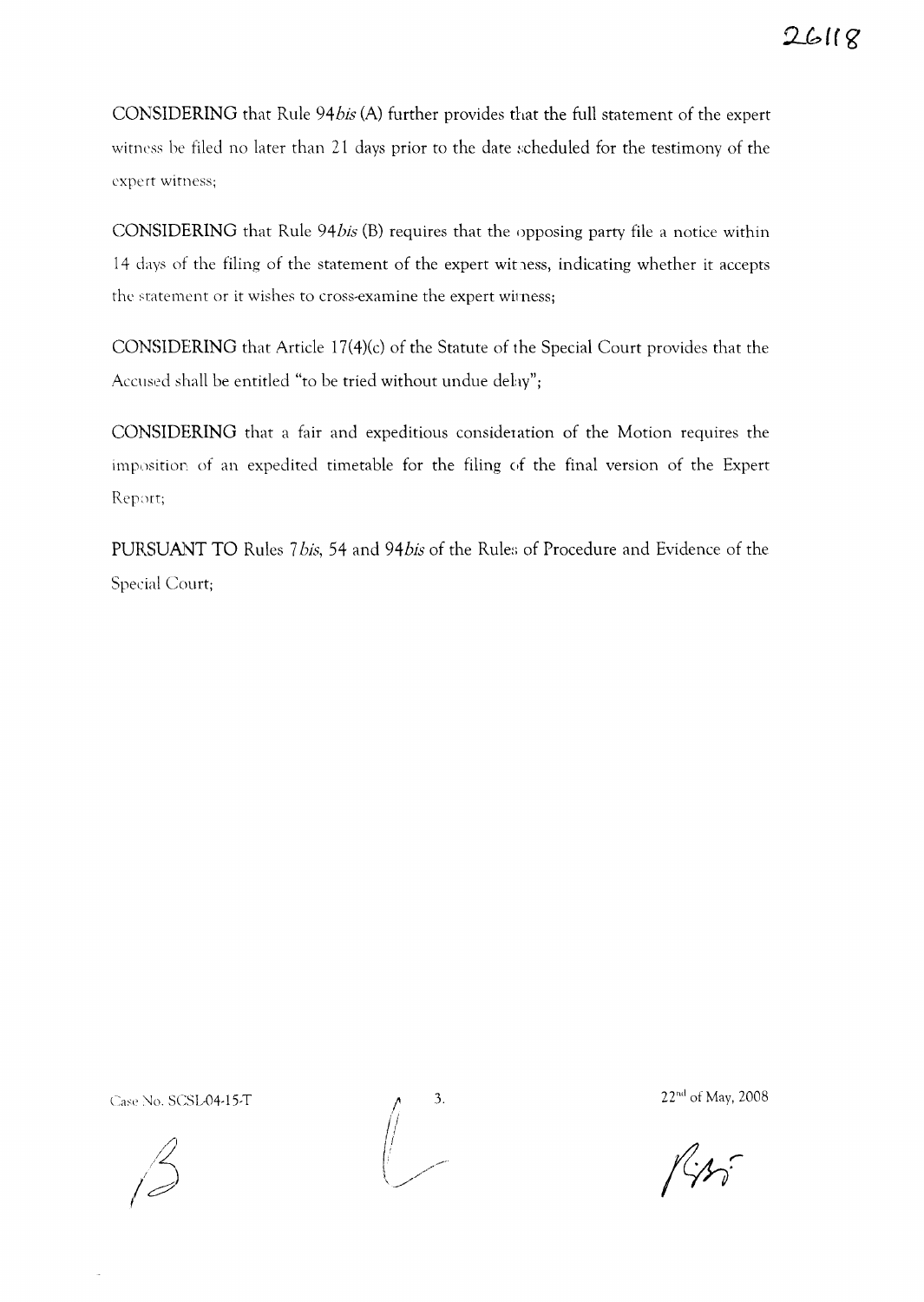CONSIDERING that Rule 94*bis* (A) further provides that the full statement of the expert witness be filed no later than 21 days prior to the date scheduled for the testimony of the expert witness;

CONSIDERING that Rule 94*bis* (B) requires that the opposing party file a notice within 14 days of the filing of the statement of the expert witness, indicating whether it accepts the statement or it wishes to cross-examine the expert witness;

CONSIDERING that Article 17(4)(c) of the Statute of the Special Court provides that the Accused shall be entitled "to be tried without undue delay";

CONSIDERING that a fair and expeditious consideration of the Motion requires the imposition of an expedited timetable for the filing of the final version of the Expert Report;

PURSUANT TO Rules 7*bis*, 54 and 94*bis* of the Rules of Procedure and Evidence of the Special Court;

Case No. SCSL-04-15-T

22nd of May, 2008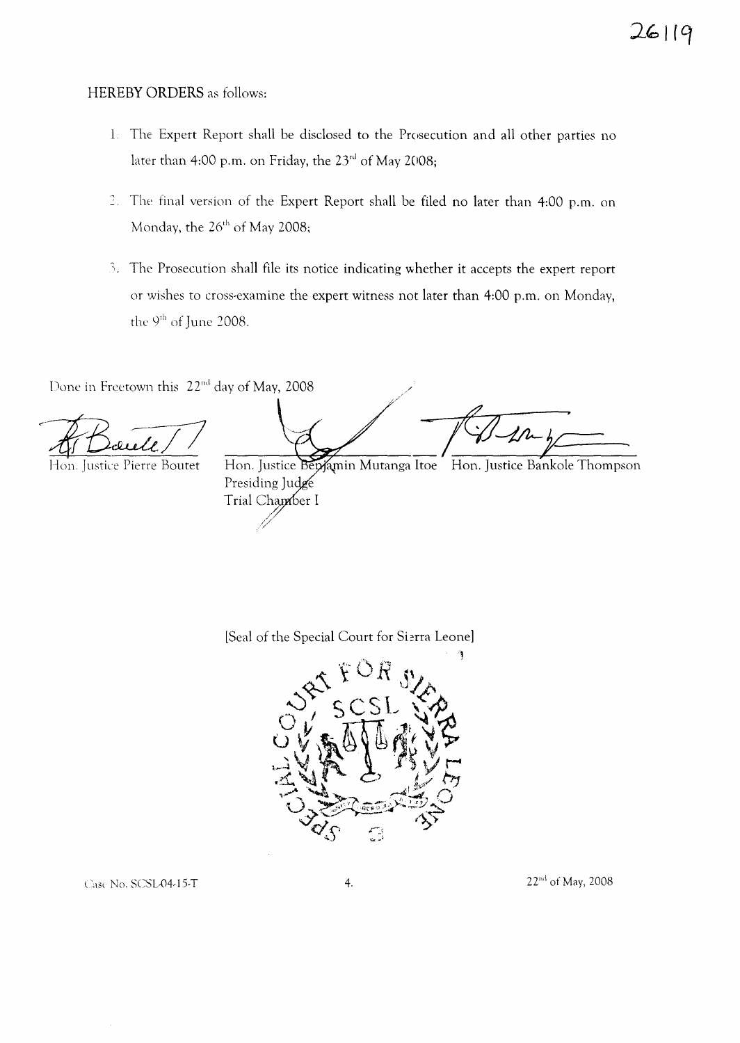HEREBY ORDERS as follows:

1. The Expert Report shall be disclosed to the Prosecution and all other parties no later than 4:00 p.m. on Friday, the 23rd of May 2008;

2. The final version of the Expert Report shall be filed no later than 4:00 p.m. on Monday, the 26th of May 2008;

3. The Prosecution shall file its notice indicating whether it accepts the expert report or wishes to cross-examine the expert witness not later than 4:00 p.m. on Monday, the 9th of June 2008.

Done in Freetown this 22nd day of May, 2008

Hon. Justice Pierre Boutet

Hon. Justice Benjamin Mutanga Itoe
Presiding Judge
Trial Chamber I

Hon. Justice Bankole Thompson

[Seal of the Special Court for Sierra Leone]

Case No. SCSL-04-15-T

22nd of May, 2008